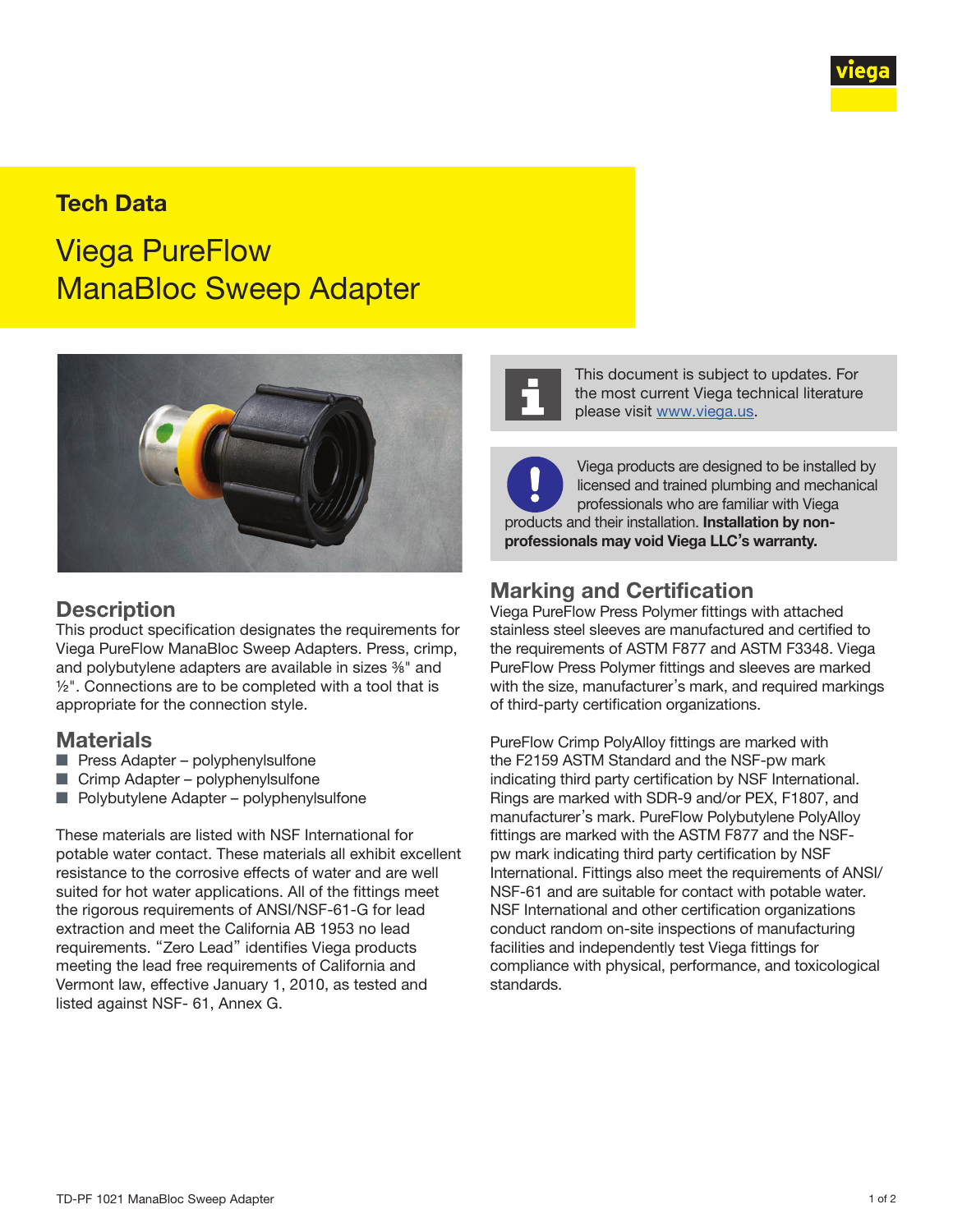# Tech Data

# Viega PureFlow ManaBloc Sweep Adapter

This document is subject to updates. For the most current Viega technical literature please visit www.viega.us.

Viega products are designed to be installed by licensed and trained plumbing and mechanical professionals who are familiar with Viega products and their installation. **Installation by non-professionals may void Viega LLC's warranty.**

## Description

This product specification designates the requirements for Viega PureFlow ManaBloc Sweep Adapters. Press, crimp, and polybutylene adapters are available in sizes ⅜" and ½". Connections are to be completed with a tool that is appropriate for the connection style.

## Materials

- Press Adapter – polyphenylsulfone
- Crimp Adapter – polyphenylsulfone
- Polybutylene Adapter – polyphenylsulfone

These materials are listed with NSF International for potable water contact. These materials all exhibit excellent resistance to the corrosive effects of water and are well suited for hot water applications. All of the fittings meet the rigorous requirements of ANSI/NSF-61-G for lead extraction and meet the California AB 1953 no lead requirements. "Zero Lead" identifies Viega products meeting the lead free requirements of California and Vermont law, effective January 1, 2010, as tested and listed against NSF- 61, Annex G.

## Marking and Certification

Viega PureFlow Press Polymer fittings with attached stainless steel sleeves are manufactured and certified to the requirements of ASTM F877 and ASTM F3348. Viega PureFlow Press Polymer fittings and sleeves are marked with the size, manufacturer's mark, and required markings of third-party certification organizations.

PureFlow Crimp PolyAlloy fittings are marked with the F2159 ASTM Standard and the NSF-pw mark indicating third party certification by NSF International. Rings are marked with SDR-9 and/or PEX, F1807, and manufacturer's mark. PureFlow Polybutylene PolyAlloy fittings are marked with the ASTM F877 and the NSF-pw mark indicating third party certification by NSF International. Fittings also meet the requirements of ANSI/NSF-61 and are suitable for contact with potable water. NSF International and other certification organizations conduct random on-site inspections of manufacturing facilities and independently test Viega fittings for compliance with physical, performance, and toxicological standards.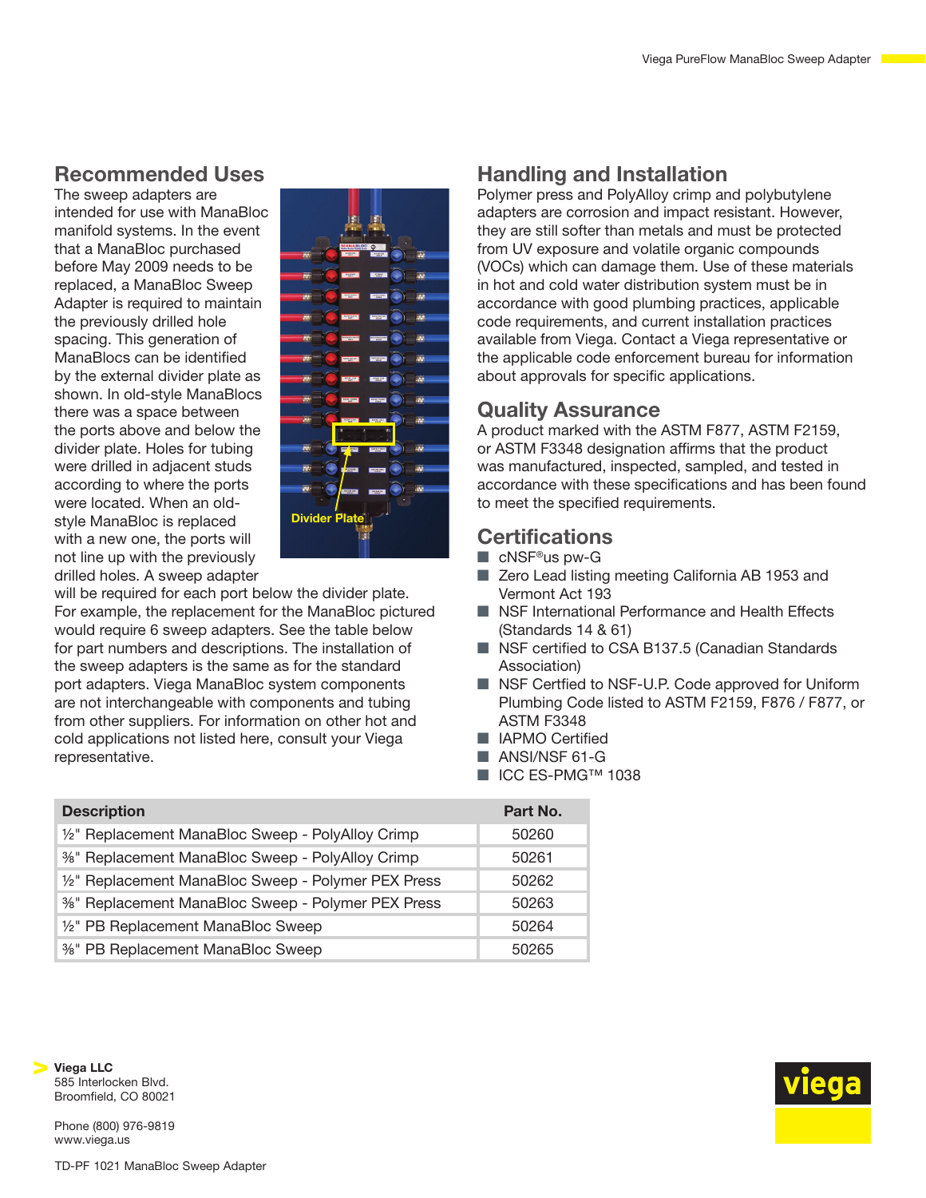## Recommended Uses

The sweep adapters are intended for use with ManaBloc manifold systems. In the event that a ManaBloc purchased before May 2009 needs to be replaced, a ManaBloc Sweep Adapter is required to maintain the previously drilled hole spacing. This generation of ManaBlocs can be identified by the external divider plate as shown. In old-style ManaBlocs there was a space between the ports above and below the divider plate. Holes for tubing were drilled in adjacent studs according to where the ports were located. When an old-style ManaBloc is replaced with a new one, the ports will not line up with the previously drilled holes. A sweep adapter will be required for each port below the divider plate. For example, the replacement for the ManaBloc pictured would require 6 sweep adapters. See the table below for part numbers and descriptions. The installation of the sweep adapters is the same as for the standard port adapters. Viega ManaBloc system components are not interchangeable with components and tubing from other suppliers. For information on other hot and cold applications not listed here, consult your Viega representative.

Divider Plate

## Handling and Installation

Polymer press and PolyAlloy crimp and polybutylene adapters are corrosion and impact resistant. However, they are still softer than metals and must be protected from UV exposure and volatile organic compounds (VOCs) which can damage them. Use of these materials in hot and cold water distribution system must be in accordance with good plumbing practices, applicable code requirements, and current installation practices available from Viega. Contact a Viega representative or the applicable code enforcement bureau for information about approvals for specific applications.

## Quality Assurance

A product marked with the ASTM F877, ASTM F2159, or ASTM F3348 designation affirms that the product was manufactured, inspected, sampled, and tested in accordance with these specifications and has been found to meet the specified requirements.

## Certifications

- cNSF®us pw-G
- Zero Lead listing meeting California AB 1953 and Vermont Act 193
- NSF International Performance and Health Effects (Standards 14 & 61)
- NSF certified to CSA B137.5 (Canadian Standards Association)
- NSF Certfied to NSF-U.P. Code approved for Uniform Plumbing Code listed to ASTM F2159, F876 / F877, or ASTM F3348
- IAPMO Certified
- ANSI/NSF 61-G
- ICC ES-PMG™ 1038

| Description | Part No. |
|---|---|
| ½" Replacement ManaBloc Sweep - PolyAlloy Crimp | 50260 |
| ⅜" Replacement ManaBloc Sweep - PolyAlloy Crimp | 50261 |
| ½" Replacement ManaBloc Sweep - Polymer PEX Press | 50262 |
| ⅜" Replacement ManaBloc Sweep - Polymer PEX Press | 50263 |
| ½" PB Replacement ManaBloc Sweep | 50264 |
| ⅜" PB Replacement ManaBloc Sweep | 50265 |

**Viega LLC**
585 Interlocken Blvd.
Broomfield, CO 80021

Phone (800) 976-9819
www.viega.us

TD-PF 1021 ManaBloc Sweep Adapter